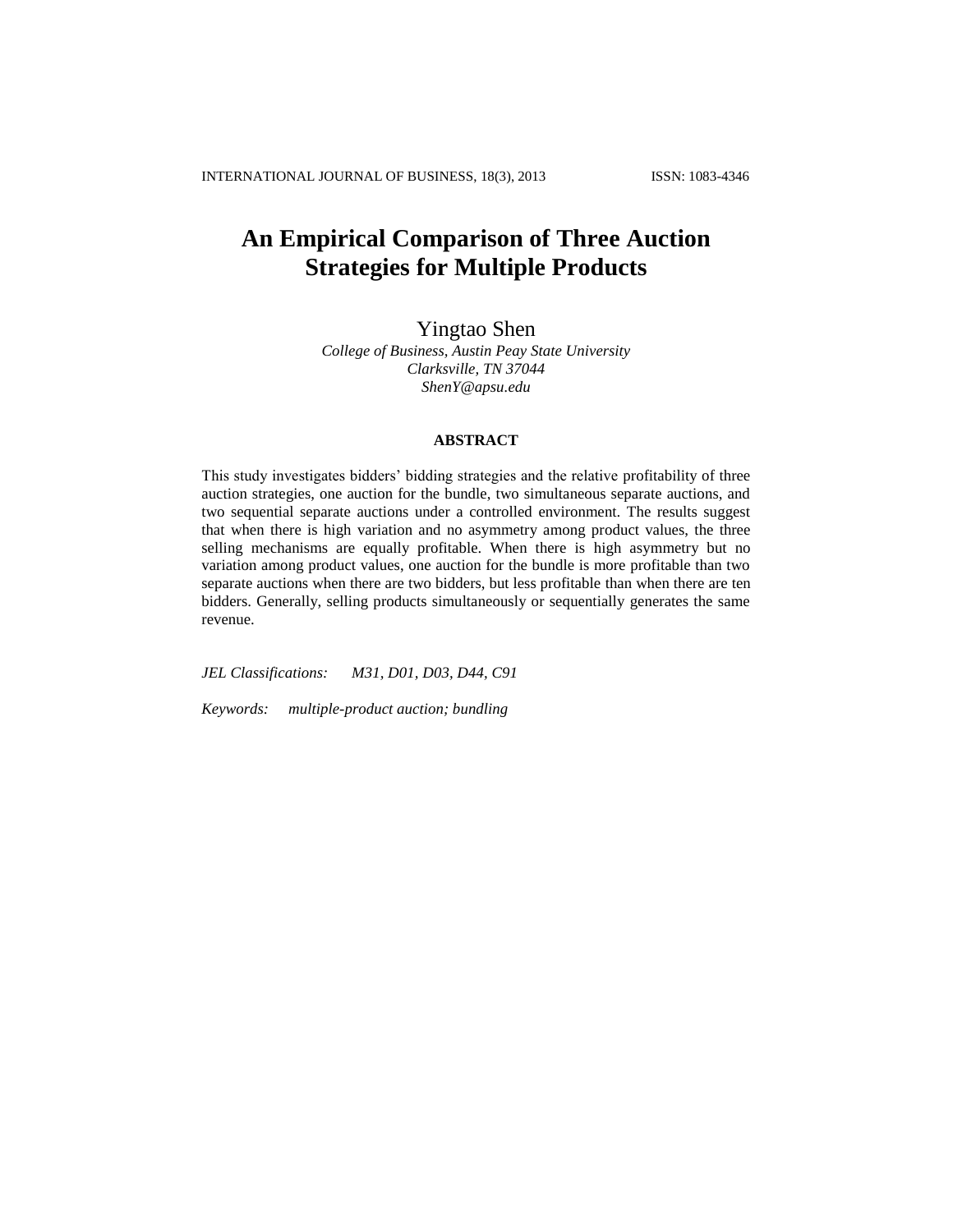# An Empirical Comparison of Three Auction Strategies for Multiple Products

Yingtao Shen

*College of Business, Austin Peay State University*
*Clarksville, TN 37044*
*ShenY@apsu.edu*

## ABSTRACT

This study investigates bidders' bidding strategies and the relative profitability of three auction strategies, one auction for the bundle, two simultaneous separate auctions, and two sequential separate auctions under a controlled environment. The results suggest that when there is high variation and no asymmetry among product values, the three selling mechanisms are equally profitable. When there is high asymmetry but no variation among product values, one auction for the bundle is more profitable than two separate auctions when there are two bidders, but less profitable than when there are ten bidders. Generally, selling products simultaneously or sequentially generates the same revenue.

*JEL Classifications:* *M31, D01, D03, D44, C91*

*Keywords:* *multiple-product auction; bundling*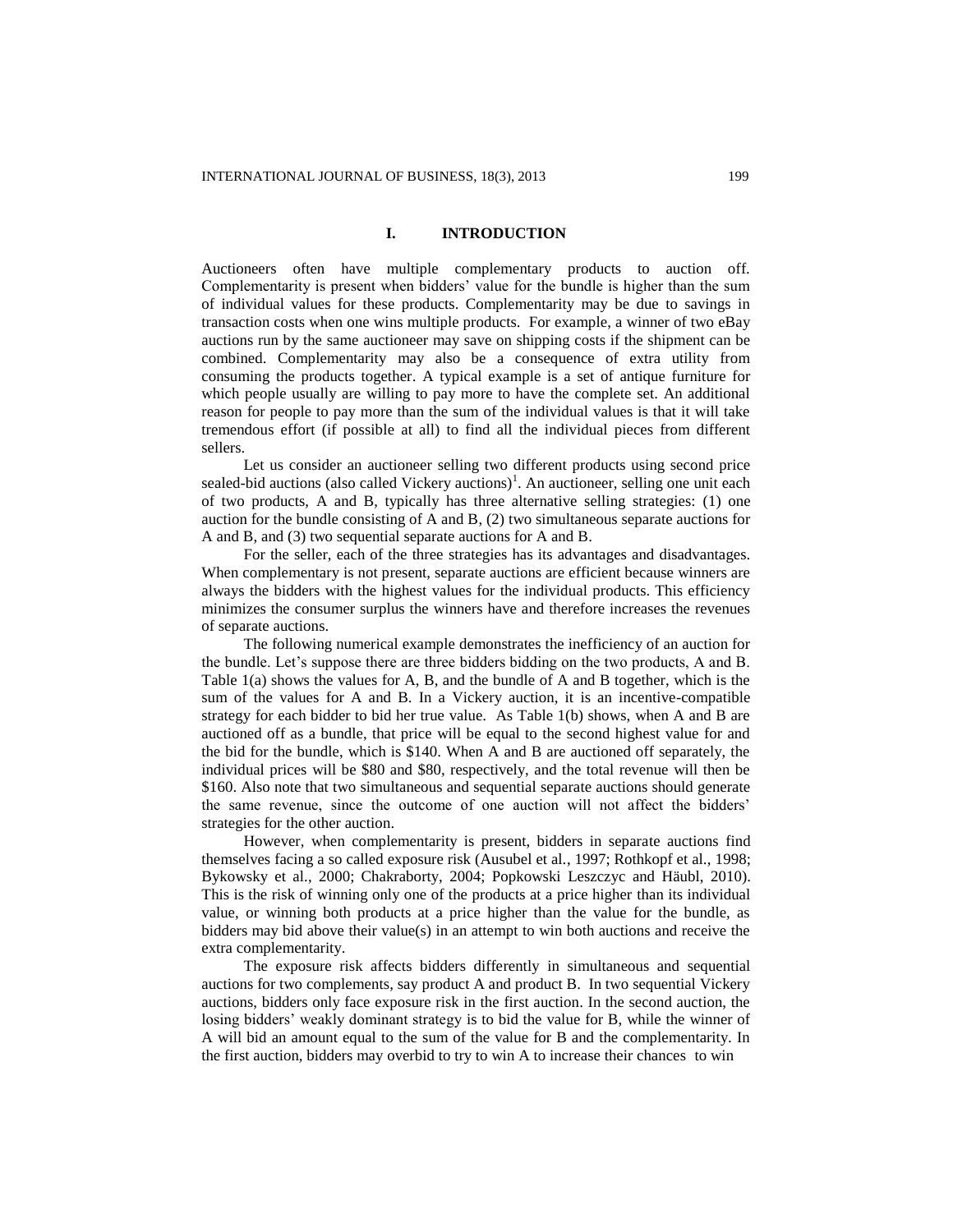## I. INTRODUCTION

Auctioneers often have multiple complementary products to auction off. Complementarity is present when bidders' value for the bundle is higher than the sum of individual values for these products. Complementarity may be due to savings in transaction costs when one wins multiple products. For example, a winner of two eBay auctions run by the same auctioneer may save on shipping costs if the shipment can be combined. Complementarity may also be a consequence of extra utility from consuming the products together. A typical example is a set of antique furniture for which people usually are willing to pay more to have the complete set. An additional reason for people to pay more than the sum of the individual values is that it will take tremendous effort (if possible at all) to find all the individual pieces from different sellers.

Let us consider an auctioneer selling two different products using second price sealed-bid auctions (also called Vickery auctions)[1]. An auctioneer, selling one unit each of two products, A and B, typically has three alternative selling strategies: (1) one auction for the bundle consisting of A and B, (2) two simultaneous separate auctions for A and B, and (3) two sequential separate auctions for A and B.

For the seller, each of the three strategies has its advantages and disadvantages. When complementary is not present, separate auctions are efficient because winners are always the bidders with the highest values for the individual products. This efficiency minimizes the consumer surplus the winners have and therefore increases the revenues of separate auctions.

The following numerical example demonstrates the inefficiency of an auction for the bundle. Let's suppose there are three bidders bidding on the two products, A and B. Table 1(a) shows the values for A, B, and the bundle of A and B together, which is the sum of the values for A and B. In a Vickery auction, it is an incentive-compatible strategy for each bidder to bid her true value. As Table 1(b) shows, when A and B are auctioned off as a bundle, that price will be equal to the second highest value for and the bid for the bundle, which is \$140. When A and B are auctioned off separately, the individual prices will be \$80 and \$80, respectively, and the total revenue will then be \$160. Also note that two simultaneous and sequential separate auctions should generate the same revenue, since the outcome of one auction will not affect the bidders' strategies for the other auction.

However, when complementarity is present, bidders in separate auctions find themselves facing a so called exposure risk (Ausubel et al., 1997; Rothkopf et al., 1998; Bykowsky et al., 2000; Chakraborty, 2004; Popkowski Leszczyc and Häubl, 2010). This is the risk of winning only one of the products at a price higher than its individual value, or winning both products at a price higher than the value for the bundle, as bidders may bid above their value(s) in an attempt to win both auctions and receive the extra complementarity.

The exposure risk affects bidders differently in simultaneous and sequential auctions for two complements, say product A and product B. In two sequential Vickery auctions, bidders only face exposure risk in the first auction. In the second auction, the losing bidders' weakly dominant strategy is to bid the value for B, while the winner of A will bid an amount equal to the sum of the value for B and the complementarity. In the first auction, bidders may overbid to try to win A to increase their chances to win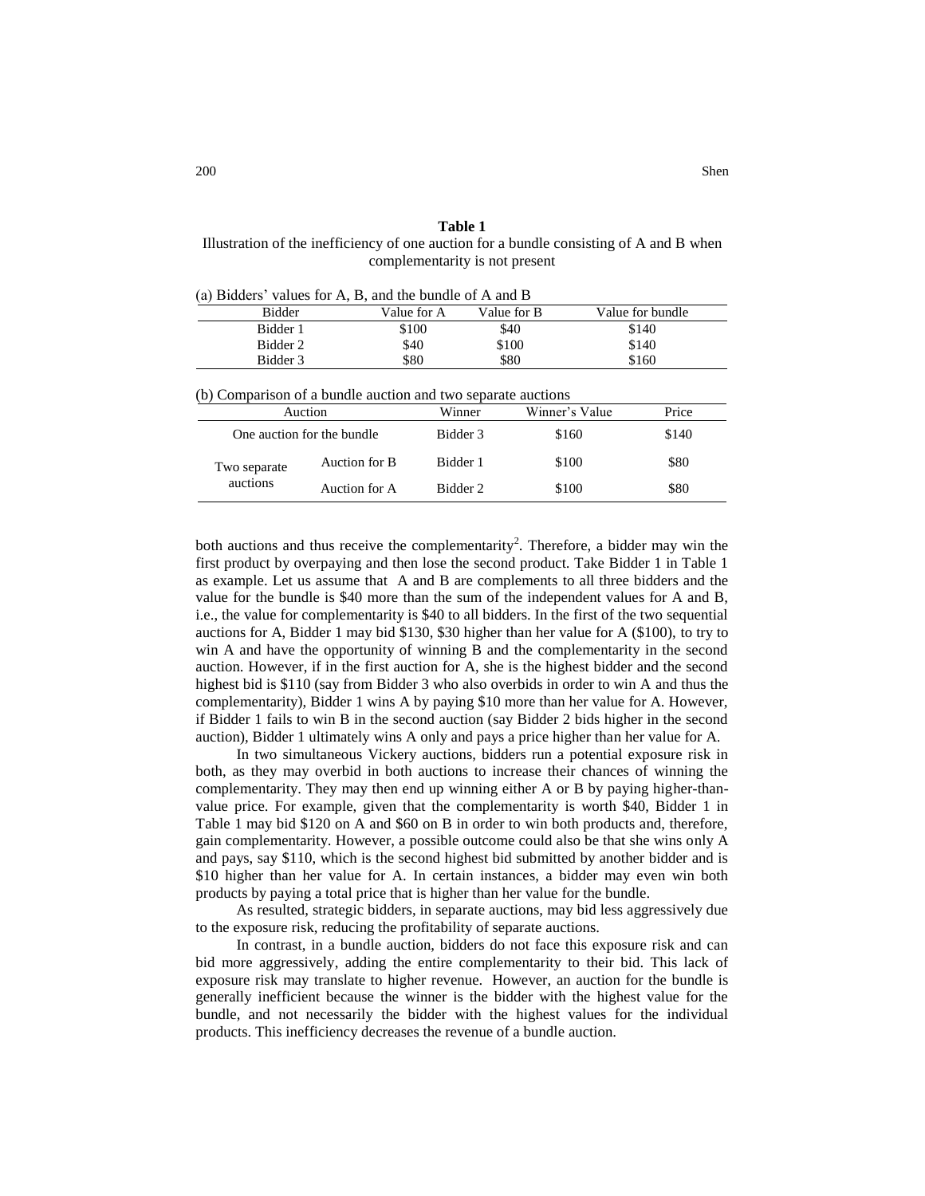**Table 1**

Illustration of the inefficiency of one auction for a bundle consisting of A and B when complementarity is not present

(a) Bidders' values for A, B, and the bundle of A and B

| Bidder | Value for A | Value for B | Value for bundle |
|---|---|---|---|
| Bidder 1 | $100 | $40 | $140 |
| Bidder 2 | $40 | $100 | $140 |
| Bidder 3 | $80 | $80 | $160 |

(b) Comparison of a bundle auction and two separate auctions

| Auction | | Winner | Winner's Value | Price |
|---|---|---|---|---|
| One auction for the bundle | | Bidder 3 | $160 | $140 |
| Two separate auctions | Auction for B | Bidder 1 | $100 | $80 |
| | Auction for A | Bidder 2 | $100 | $80 |

both auctions and thus receive the complementarity[2]. Therefore, a bidder may win the first product by overpaying and then lose the second product. Take Bidder 1 in Table 1 as example. Let us assume that A and B are complements to all three bidders and the value for the bundle is $40 more than the sum of the independent values for A and B, i.e., the value for complementarity is $40 to all bidders. In the first of the two sequential auctions for A, Bidder 1 may bid $130, $30 higher than her value for A ($100), to try to win A and have the opportunity of winning B and the complementarity in the second auction. However, if in the first auction for A, she is the highest bidder and the second highest bid is $110 (say from Bidder 3 who also overbids in order to win A and thus the complementarity), Bidder 1 wins A by paying $10 more than her value for A. However, if Bidder 1 fails to win B in the second auction (say Bidder 2 bids higher in the second auction), Bidder 1 ultimately wins A only and pays a price higher than her value for A.

In two simultaneous Vickery auctions, bidders run a potential exposure risk in both, as they may overbid in both auctions to increase their chances of winning the complementarity. They may then end up winning either A or B by paying higher-than-value price. For example, given that the complementarity is worth $40, Bidder 1 in Table 1 may bid $120 on A and $60 on B in order to win both products and, therefore, gain complementarity. However, a possible outcome could also be that she wins only A and pays, say $110, which is the second highest bid submitted by another bidder and is $10 higher than her value for A. In certain instances, a bidder may even win both products by paying a total price that is higher than her value for the bundle.

As resulted, strategic bidders, in separate auctions, may bid less aggressively due to the exposure risk, reducing the profitability of separate auctions.

In contrast, in a bundle auction, bidders do not face this exposure risk and can bid more aggressively, adding the entire complementarity to their bid. This lack of exposure risk may translate to higher revenue. However, an auction for the bundle is generally inefficient because the winner is the bidder with the highest value for the bundle, and not necessarily the bidder with the highest values for the individual products. This inefficiency decreases the revenue of a bundle auction.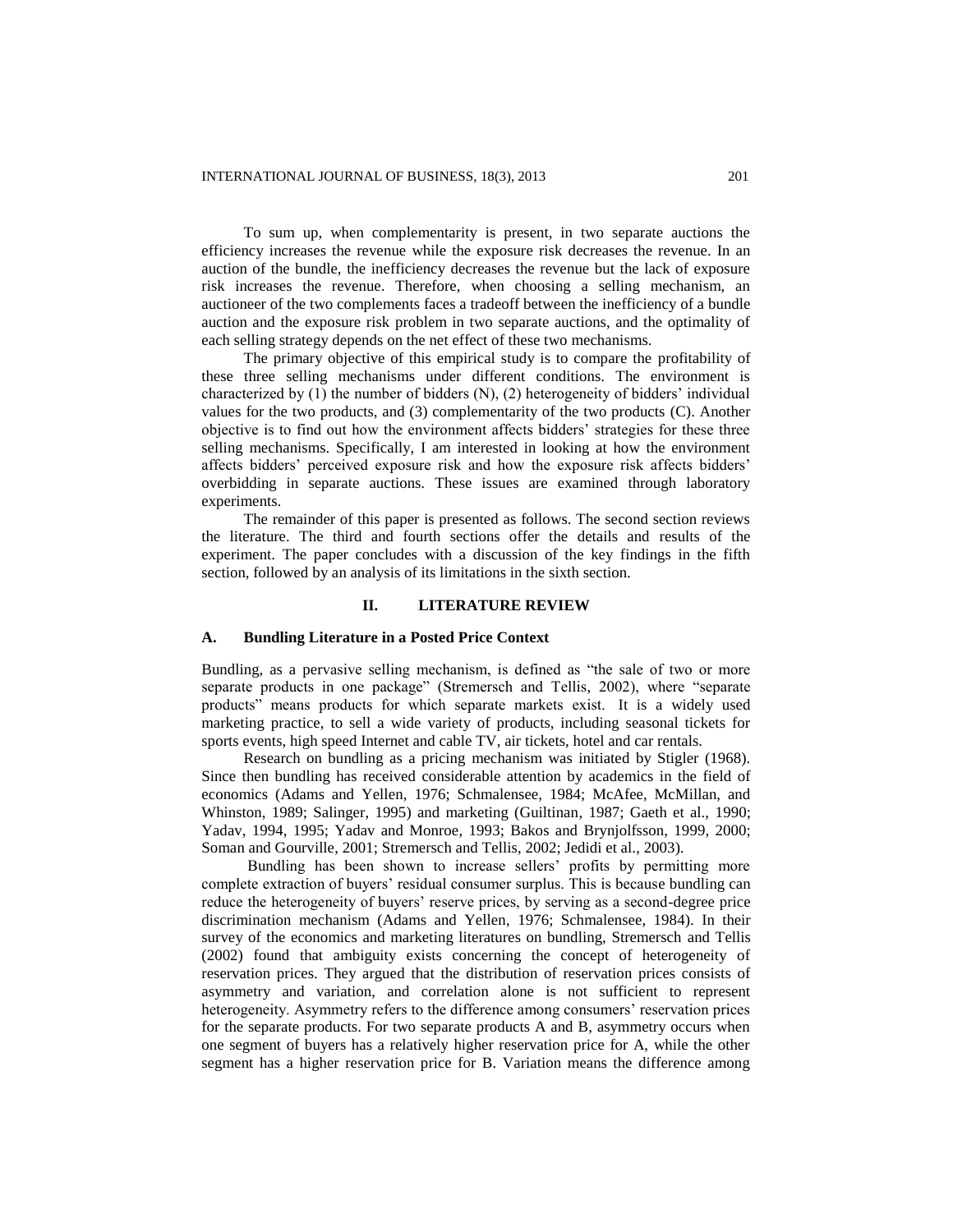To sum up, when complementarity is present, in two separate auctions the efficiency increases the revenue while the exposure risk decreases the revenue. In an auction of the bundle, the inefficiency decreases the revenue but the lack of exposure risk increases the revenue. Therefore, when choosing a selling mechanism, an auctioneer of the two complements faces a tradeoff between the inefficiency of a bundle auction and the exposure risk problem in two separate auctions, and the optimality of each selling strategy depends on the net effect of these two mechanisms.

The primary objective of this empirical study is to compare the profitability of these three selling mechanisms under different conditions. The environment is characterized by (1) the number of bidders (N), (2) heterogeneity of bidders' individual values for the two products, and (3) complementarity of the two products (C). Another objective is to find out how the environment affects bidders' strategies for these three selling mechanisms. Specifically, I am interested in looking at how the environment affects bidders' perceived exposure risk and how the exposure risk affects bidders' overbidding in separate auctions. These issues are examined through laboratory experiments.

The remainder of this paper is presented as follows. The second section reviews the literature. The third and fourth sections offer the details and results of the experiment. The paper concludes with a discussion of the key findings in the fifth section, followed by an analysis of its limitations in the sixth section.

## II. LITERATURE REVIEW

### A. Bundling Literature in a Posted Price Context

Bundling, as a pervasive selling mechanism, is defined as "the sale of two or more separate products in one package" (Stremersch and Tellis, 2002), where "separate products" means products for which separate markets exist. It is a widely used marketing practice, to sell a wide variety of products, including seasonal tickets for sports events, high speed Internet and cable TV, air tickets, hotel and car rentals.

Research on bundling as a pricing mechanism was initiated by Stigler (1968). Since then bundling has received considerable attention by academics in the field of economics (Adams and Yellen, 1976; Schmalensee, 1984; McAfee, McMillan, and Whinston, 1989; Salinger, 1995) and marketing (Guiltinan, 1987; Gaeth et al., 1990; Yadav, 1994, 1995; Yadav and Monroe, 1993; Bakos and Brynjolfsson, 1999, 2000; Soman and Gourville, 2001; Stremersch and Tellis, 2002; Jedidi et al., 2003).

Bundling has been shown to increase sellers' profits by permitting more complete extraction of buyers' residual consumer surplus. This is because bundling can reduce the heterogeneity of buyers' reserve prices, by serving as a second-degree price discrimination mechanism (Adams and Yellen, 1976; Schmalensee, 1984). In their survey of the economics and marketing literatures on bundling, Stremersch and Tellis (2002) found that ambiguity exists concerning the concept of heterogeneity of reservation prices. They argued that the distribution of reservation prices consists of asymmetry and variation, and correlation alone is not sufficient to represent heterogeneity. Asymmetry refers to the difference among consumers' reservation prices for the separate products. For two separate products A and B, asymmetry occurs when one segment of buyers has a relatively higher reservation price for A, while the other segment has a higher reservation price for B. Variation means the difference among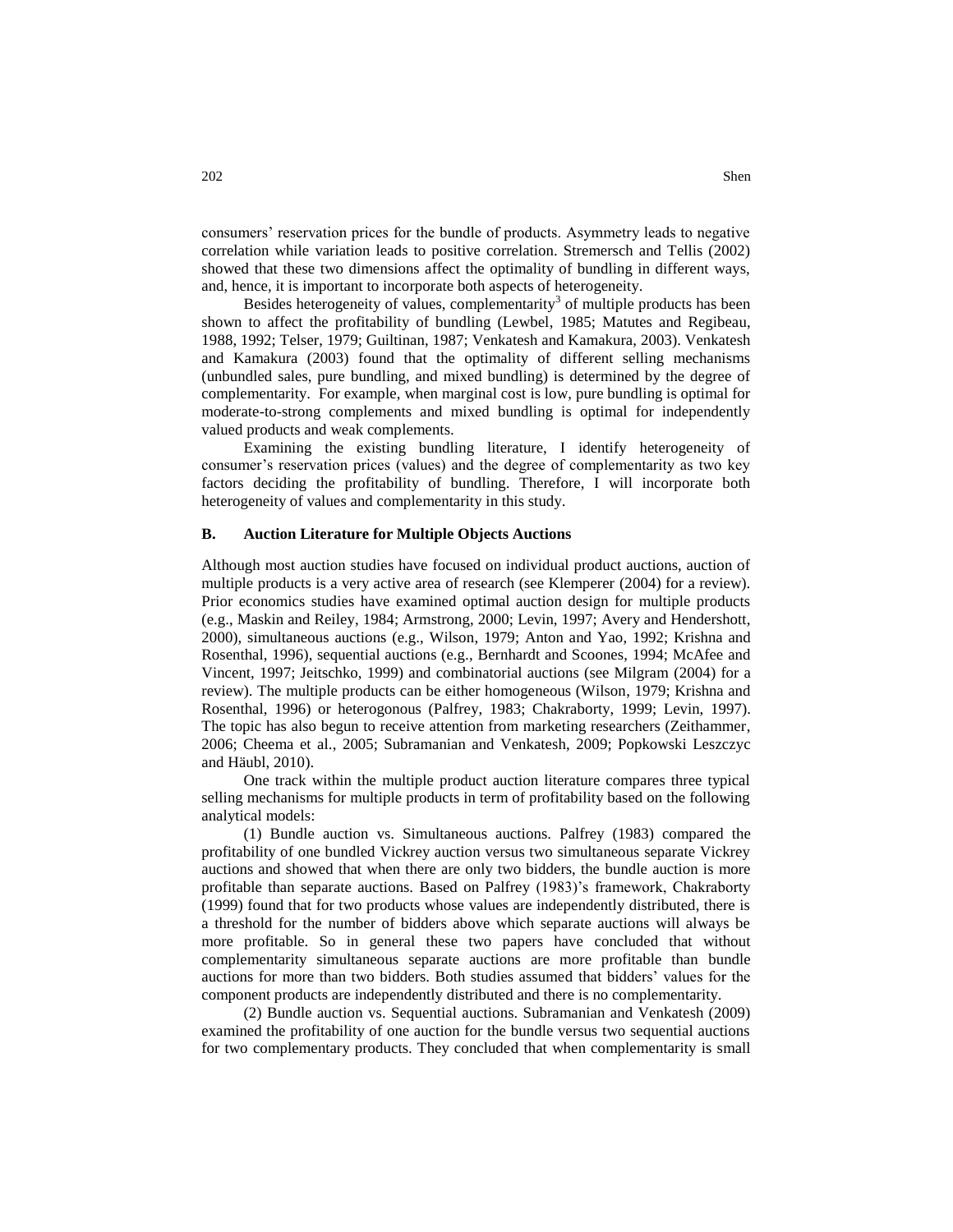consumers' reservation prices for the bundle of products. Asymmetry leads to negative correlation while variation leads to positive correlation. Stremersch and Tellis (2002) showed that these two dimensions affect the optimality of bundling in different ways, and, hence, it is important to incorporate both aspects of heterogeneity.

Besides heterogeneity of values, complementarity[3] of multiple products has been shown to affect the profitability of bundling (Lewbel, 1985; Matutes and Regibeau, 1988, 1992; Telser, 1979; Guiltinan, 1987; Venkatesh and Kamakura, 2003). Venkatesh and Kamakura (2003) found that the optimality of different selling mechanisms (unbundled sales, pure bundling, and mixed bundling) is determined by the degree of complementarity. For example, when marginal cost is low, pure bundling is optimal for moderate-to-strong complements and mixed bundling is optimal for independently valued products and weak complements.

Examining the existing bundling literature, I identify heterogeneity of consumer's reservation prices (values) and the degree of complementarity as two key factors deciding the profitability of bundling. Therefore, I will incorporate both heterogeneity of values and complementarity in this study.

### B. Auction Literature for Multiple Objects Auctions

Although most auction studies have focused on individual product auctions, auction of multiple products is a very active area of research (see Klemperer (2004) for a review). Prior economics studies have examined optimal auction design for multiple products (e.g., Maskin and Reiley, 1984; Armstrong, 2000; Levin, 1997; Avery and Hendershott, 2000), simultaneous auctions (e.g., Wilson, 1979; Anton and Yao, 1992; Krishna and Rosenthal, 1996), sequential auctions (e.g., Bernhardt and Scoones, 1994; McAfee and Vincent, 1997; Jeitschko, 1999) and combinatorial auctions (see Milgram (2004) for a review). The multiple products can be either homogeneous (Wilson, 1979; Krishna and Rosenthal, 1996) or heterogonous (Palfrey, 1983; Chakraborty, 1999; Levin, 1997). The topic has also begun to receive attention from marketing researchers (Zeithammer, 2006; Cheema et al., 2005; Subramanian and Venkatesh, 2009; Popkowski Leszczyc and Häubl, 2010).

One track within the multiple product auction literature compares three typical selling mechanisms for multiple products in term of profitability based on the following analytical models:

(1) Bundle auction vs. Simultaneous auctions. Palfrey (1983) compared the profitability of one bundled Vickrey auction versus two simultaneous separate Vickrey auctions and showed that when there are only two bidders, the bundle auction is more profitable than separate auctions. Based on Palfrey (1983)'s framework, Chakraborty (1999) found that for two products whose values are independently distributed, there is a threshold for the number of bidders above which separate auctions will always be more profitable. So in general these two papers have concluded that without complementarity simultaneous separate auctions are more profitable than bundle auctions for more than two bidders. Both studies assumed that bidders' values for the component products are independently distributed and there is no complementarity.

(2) Bundle auction vs. Sequential auctions. Subramanian and Venkatesh (2009) examined the profitability of one auction for the bundle versus two sequential auctions for two complementary products. They concluded that when complementarity is small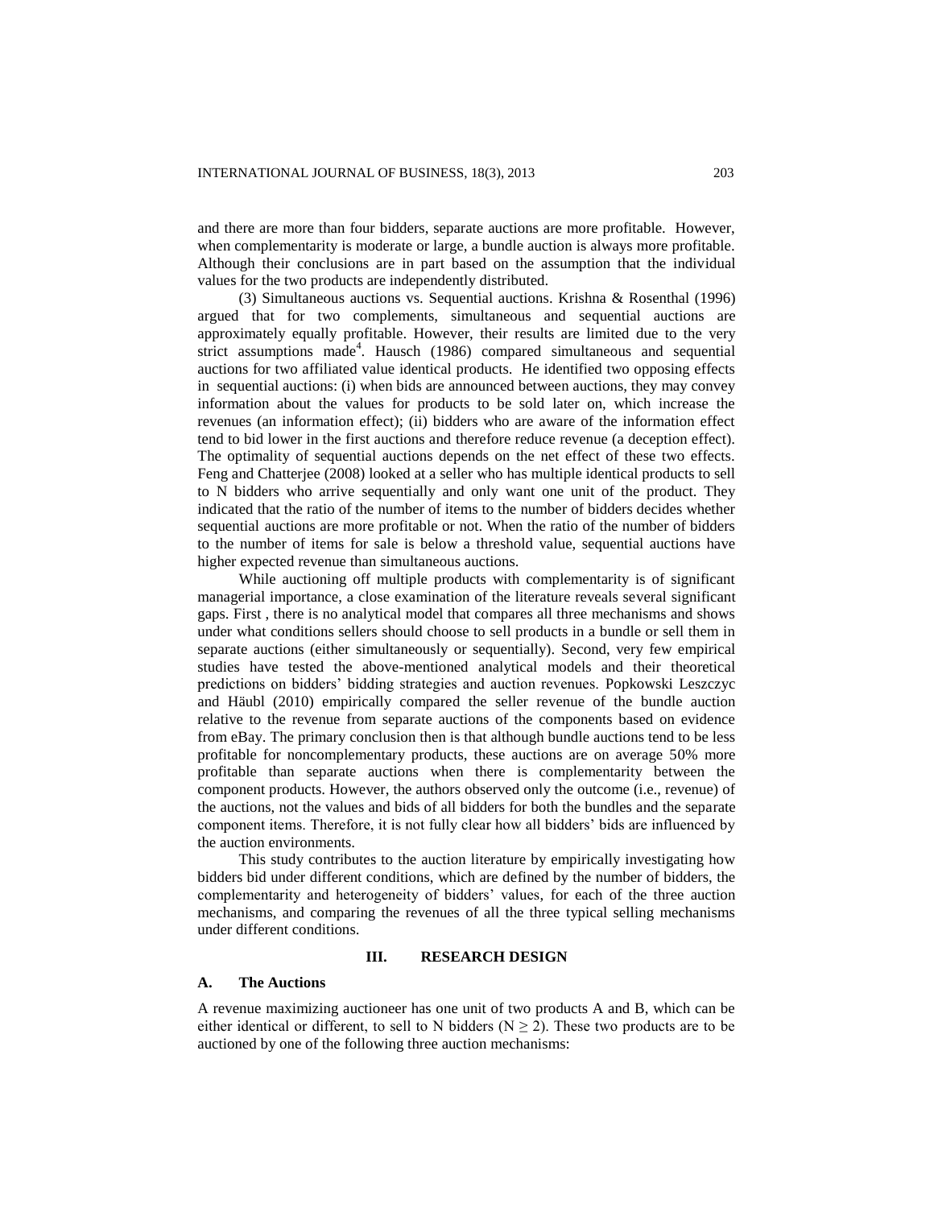and there are more than four bidders, separate auctions are more profitable. However, when complementarity is moderate or large, a bundle auction is always more profitable. Although their conclusions are in part based on the assumption that the individual values for the two products are independently distributed.

(3) Simultaneous auctions vs. Sequential auctions. Krishna & Rosenthal (1996) argued that for two complements, simultaneous and sequential auctions are approximately equally profitable. However, their results are limited due to the very strict assumptions made[4]. Hausch (1986) compared simultaneous and sequential auctions for two affiliated value identical products. He identified two opposing effects in sequential auctions: (i) when bids are announced between auctions, they may convey information about the values for products to be sold later on, which increase the revenues (an information effect); (ii) bidders who are aware of the information effect tend to bid lower in the first auctions and therefore reduce revenue (a deception effect). The optimality of sequential auctions depends on the net effect of these two effects. Feng and Chatterjee (2008) looked at a seller who has multiple identical products to sell to N bidders who arrive sequentially and only want one unit of the product. They indicated that the ratio of the number of items to the number of bidders decides whether sequential auctions are more profitable or not. When the ratio of the number of bidders to the number of items for sale is below a threshold value, sequential auctions have higher expected revenue than simultaneous auctions.

While auctioning off multiple products with complementarity is of significant managerial importance, a close examination of the literature reveals several significant gaps. First , there is no analytical model that compares all three mechanisms and shows under what conditions sellers should choose to sell products in a bundle or sell them in separate auctions (either simultaneously or sequentially). Second, very few empirical studies have tested the above-mentioned analytical models and their theoretical predictions on bidders' bidding strategies and auction revenues. Popkowski Leszczyc and Häubl (2010) empirically compared the seller revenue of the bundle auction relative to the revenue from separate auctions of the components based on evidence from eBay. The primary conclusion then is that although bundle auctions tend to be less profitable for noncomplementary products, these auctions are on average 50% more profitable than separate auctions when there is complementarity between the component products. However, the authors observed only the outcome (i.e., revenue) of the auctions, not the values and bids of all bidders for both the bundles and the separate component items. Therefore, it is not fully clear how all bidders' bids are influenced by the auction environments.

This study contributes to the auction literature by empirically investigating how bidders bid under different conditions, which are defined by the number of bidders, the complementarity and heterogeneity of bidders' values, for each of the three auction mechanisms, and comparing the revenues of all the three typical selling mechanisms under different conditions.

## III. RESEARCH DESIGN

### A. The Auctions

A revenue maximizing auctioneer has one unit of two products A and B, which can be either identical or different, to sell to N bidders ($N \geq 2$). These two products are to be auctioned by one of the following three auction mechanisms: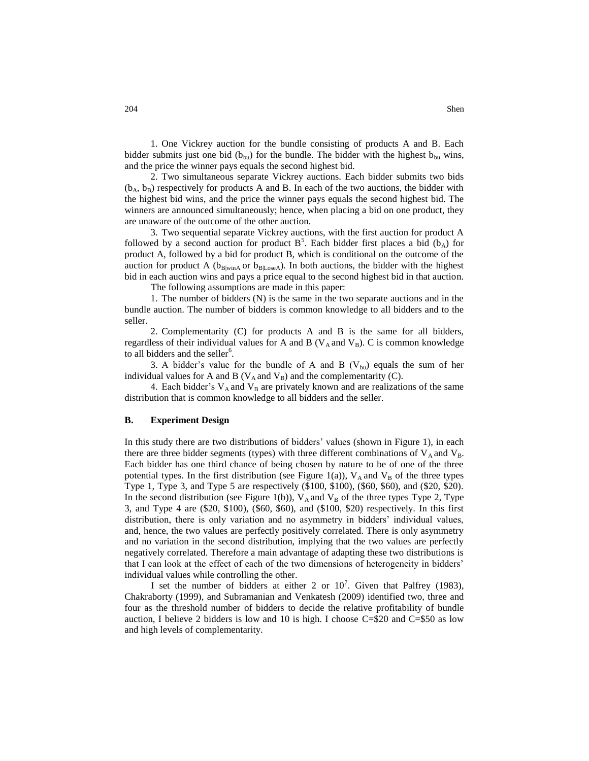1. One Vickrey auction for the bundle consisting of products A and B. Each bidder submits just one bid ($b_{bu}$) for the bundle. The bidder with the highest $b_{bu}$ wins, and the price the winner pays equals the second highest bid.

2. Two simultaneous separate Vickrey auctions. Each bidder submits two bids ($b_A$, $b_B$) respectively for products A and B. In each of the two auctions, the bidder with the highest bid wins, and the price the winner pays equals the second highest bid. The winners are announced simultaneously; hence, when placing a bid on one product, they are unaware of the outcome of the other auction.

3. Two sequential separate Vickrey auctions, with the first auction for product A followed by a second auction for product B[5]. Each bidder first places a bid ($b_A$) for product A, followed by a bid for product B, which is conditional on the outcome of the auction for product A ($b_{B|winA}$ or $b_{B|LoseA}$). In both auctions, the bidder with the highest bid in each auction wins and pays a price equal to the second highest bid in that auction.

The following assumptions are made in this paper:

1. The number of bidders (N) is the same in the two separate auctions and in the bundle auction. The number of bidders is common knowledge to all bidders and to the seller.

2. Complementarity (C) for products A and B is the same for all bidders, regardless of their individual values for A and B ($V_A$ and $V_B$). C is common knowledge to all bidders and the seller[6].

3. A bidder's value for the bundle of A and B ($V_{bu}$) equals the sum of her individual values for A and B ($V_A$ and $V_B$) and the complementarity (C).

4. Each bidder's $V_A$ and $V_B$ are privately known and are realizations of the same distribution that is common knowledge to all bidders and the seller.

### B. Experiment Design

In this study there are two distributions of bidders' values (shown in Figure 1), in each there are three bidder segments (types) with three different combinations of $V_A$ and $V_B$. Each bidder has one third chance of being chosen by nature to be of one of the three potential types. In the first distribution (see Figure 1(a)), $V_A$ and $V_B$ of the three types Type 1, Type 3, and Type 5 are respectively (\$100, \$100), (\$60, \$60), and (\$20, \$20). In the second distribution (see Figure 1(b)), $V_A$ and $V_B$ of the three types Type 2, Type 3, and Type 4 are (\$20, \$100), (\$60, \$60), and (\$100, \$20) respectively. In this first distribution, there is only variation and no asymmetry in bidders' individual values, and, hence, the two values are perfectly positively correlated. There is only asymmetry and no variation in the second distribution, implying that the two values are perfectly negatively correlated. Therefore a main advantage of adapting these two distributions is that I can look at the effect of each of the two dimensions of heterogeneity in bidders' individual values while controlling the other.

I set the number of bidders at either 2 or 10[7]. Given that Palfrey (1983), Chakraborty (1999), and Subramanian and Venkatesh (2009) identified two, three and four as the threshold number of bidders to decide the relative profitability of bundle auction, I believe 2 bidders is low and 10 is high. I choose C=\$20 and C=\$50 as low and high levels of complementarity.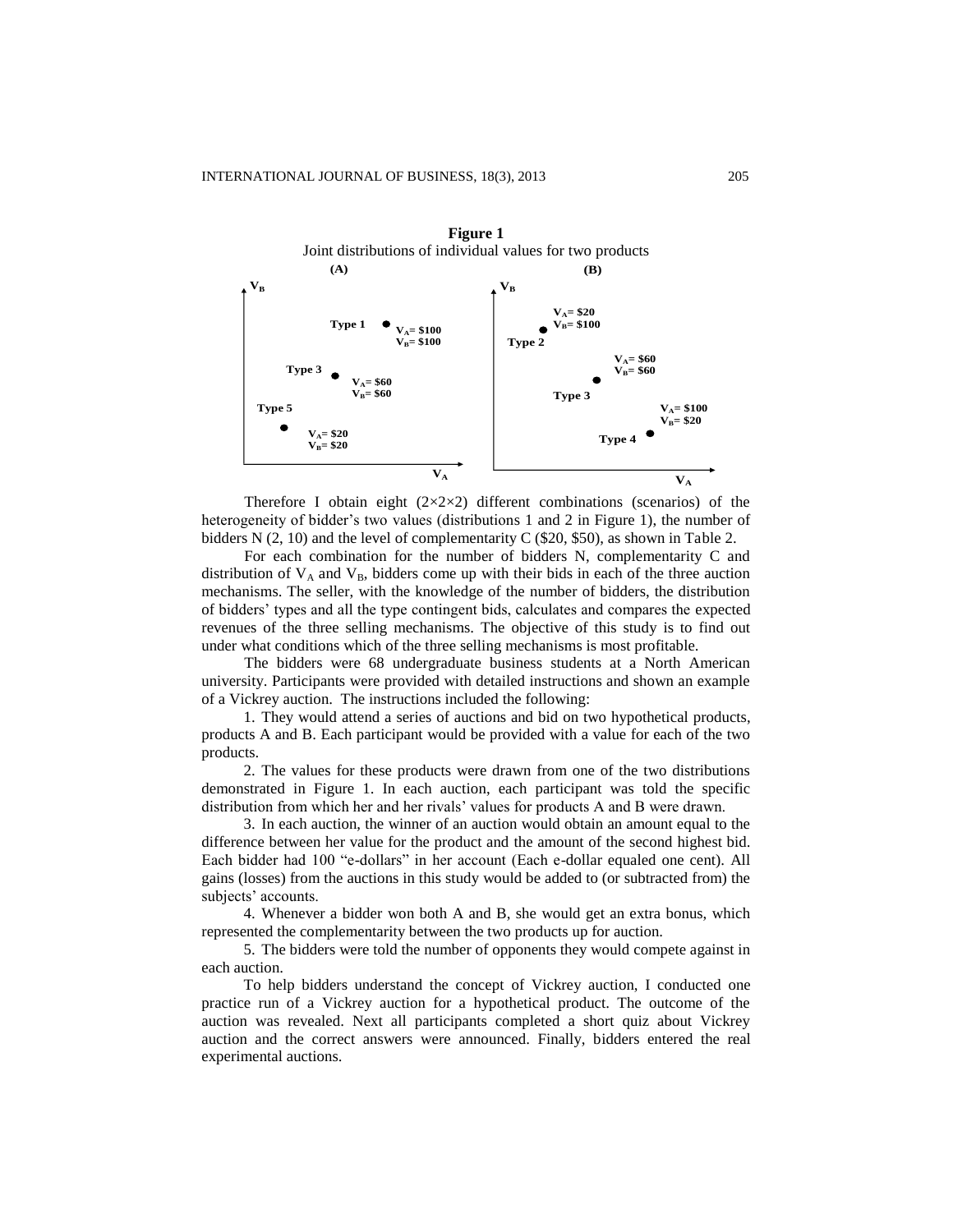**Figure 1**

Joint distributions of individual values for two products

| (A) | | (B) | |
|---|---|---|---|
| Type 1 | $V_A$= \$100, $V_B$= \$100 | Type 2 | $V_A$= \$20, $V_B$= \$100 |
| Type 3 | $V_A$= \$60, $V_B$= \$60 | Type 3 | $V_A$= \$60, $V_B$= \$60 |
| Type 5 | $V_A$= \$20, $V_B$= \$20 | Type 4 | $V_A$= \$100, $V_B$= \$20 |

Therefore I obtain eight (2×2×2) different combinations (scenarios) of the heterogeneity of bidder's two values (distributions 1 and 2 in Figure 1), the number of bidders N (2, 10) and the level of complementarity C (\$20, \$50), as shown in Table 2.

For each combination for the number of bidders N, complementarity C and distribution of $V_A$ and $V_B$, bidders come up with their bids in each of the three auction mechanisms. The seller, with the knowledge of the number of bidders, the distribution of bidders' types and all the type contingent bids, calculates and compares the expected revenues of the three selling mechanisms. The objective of this study is to find out under what conditions which of the three selling mechanisms is most profitable.

The bidders were 68 undergraduate business students at a North American university. Participants were provided with detailed instructions and shown an example of a Vickrey auction. The instructions included the following:

1. They would attend a series of auctions and bid on two hypothetical products, products A and B. Each participant would be provided with a value for each of the two products.

2. The values for these products were drawn from one of the two distributions demonstrated in Figure 1. In each auction, each participant was told the specific distribution from which her and her rivals' values for products A and B were drawn.

3. In each auction, the winner of an auction would obtain an amount equal to the difference between her value for the product and the amount of the second highest bid. Each bidder had 100 "e-dollars" in her account (Each e-dollar equaled one cent). All gains (losses) from the auctions in this study would be added to (or subtracted from) the subjects' accounts.

4. Whenever a bidder won both A and B, she would get an extra bonus, which represented the complementarity between the two products up for auction.

5. The bidders were told the number of opponents they would compete against in each auction.

To help bidders understand the concept of Vickrey auction, I conducted one practice run of a Vickrey auction for a hypothetical product. The outcome of the auction was revealed. Next all participants completed a short quiz about Vickrey auction and the correct answers were announced. Finally, bidders entered the real experimental auctions.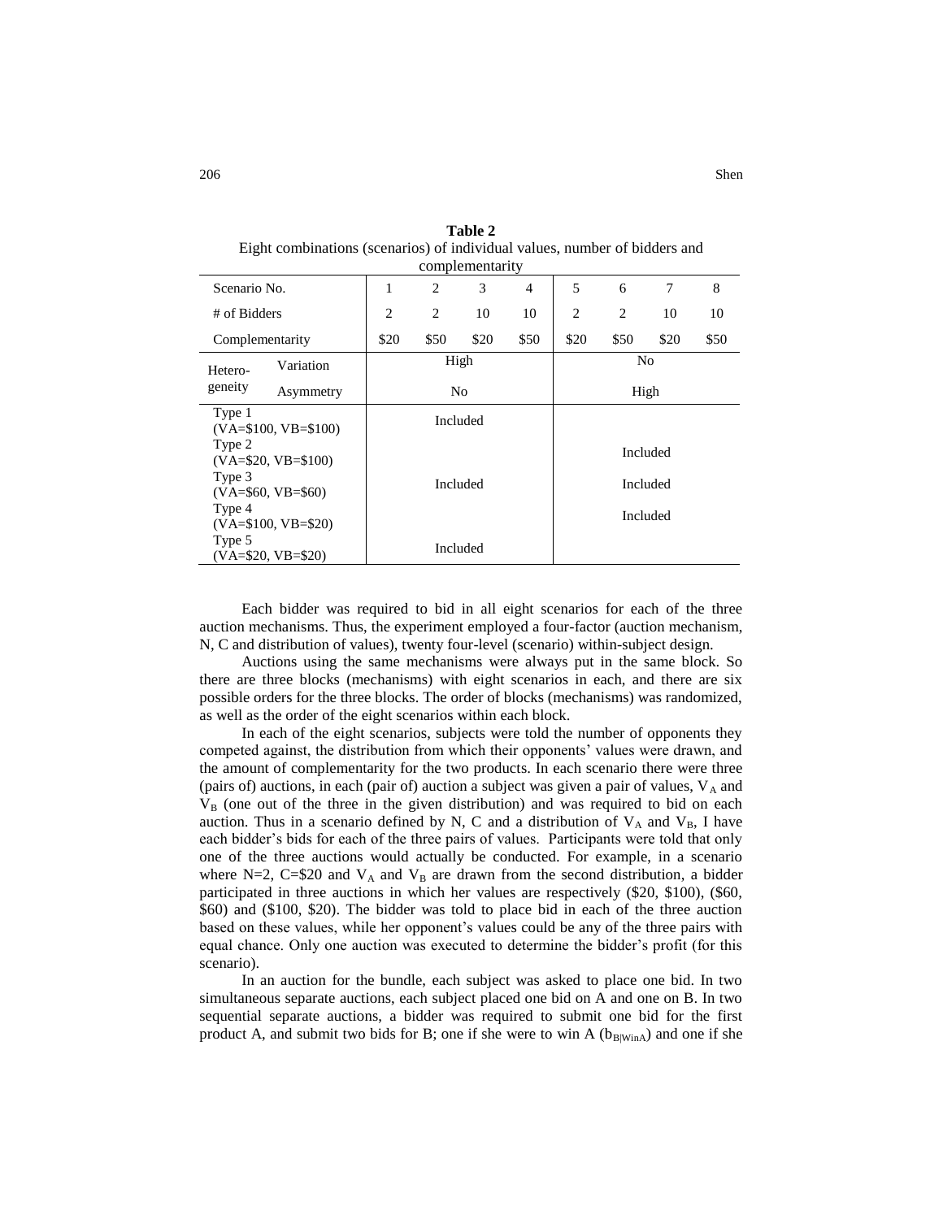**Table 2**

Eight combinations (scenarios) of individual values, number of bidders and complementarity

| Scenario No. | | 1 | 2 | 3 | 4 | 5 | 6 | 7 | 8 |
|---|---|---|---|---|---|---|---|---|---|
| # of Bidders | | 2 | 2 | 10 | 10 | 2 | 2 | 10 | 10 |
| Complementarity | | \$20 | \$50 | \$20 | \$50 | \$20 | \$50 | \$20 | \$50 |
| Heterogeneity | Variation | High | | | | No | | | |
| | Asymmetry | No | | | | High | | | |
| Type 1 (VA=\$100, VB=\$100) | | Included | | | | | | | |
| Type 2 (VA=\$20, VB=\$100) | | | | | | Included | | | |
| Type 3 (VA=\$60, VB=\$60) | | Included | | | | Included | | | |
| Type 4 (VA=\$100, VB=\$20) | | | | | | Included | | | |
| Type 5 (VA=\$20, VB=\$20) | | Included | | | | | | | |

Each bidder was required to bid in all eight scenarios for each of the three auction mechanisms. Thus, the experiment employed a four-factor (auction mechanism, N, C and distribution of values), twenty four-level (scenario) within-subject design.

Auctions using the same mechanisms were always put in the same block. So there are three blocks (mechanisms) with eight scenarios in each, and there are six possible orders for the three blocks. The order of blocks (mechanisms) was randomized, as well as the order of the eight scenarios within each block.

In each of the eight scenarios, subjects were told the number of opponents they competed against, the distribution from which their opponents' values were drawn, and the amount of complementarity for the two products. In each scenario there were three (pairs of) auctions, in each (pair of) auction a subject was given a pair of values, $V_A$ and $V_B$ (one out of the three in the given distribution) and was required to bid on each auction. Thus in a scenario defined by N, C and a distribution of $V_A$ and $V_B$, I have each bidder's bids for each of the three pairs of values. Participants were told that only one of the three auctions would actually be conducted. For example, in a scenario where N=2, C=\$20 and $V_A$ and $V_B$ are drawn from the second distribution, a bidder participated in three auctions in which her values are respectively (\$20, \$100), (\$60, \$60) and (\$100, \$20). The bidder was told to place bid in each of the three auction based on these values, while her opponent's values could be any of the three pairs with equal chance. Only one auction was executed to determine the bidder's profit (for this scenario).

In an auction for the bundle, each subject was asked to place one bid. In two simultaneous separate auctions, each subject placed one bid on A and one on B. In two sequential separate auctions, a bidder was required to submit one bid for the first product A, and submit two bids for B; one if she were to win A ($b_{B|WinA}$) and one if she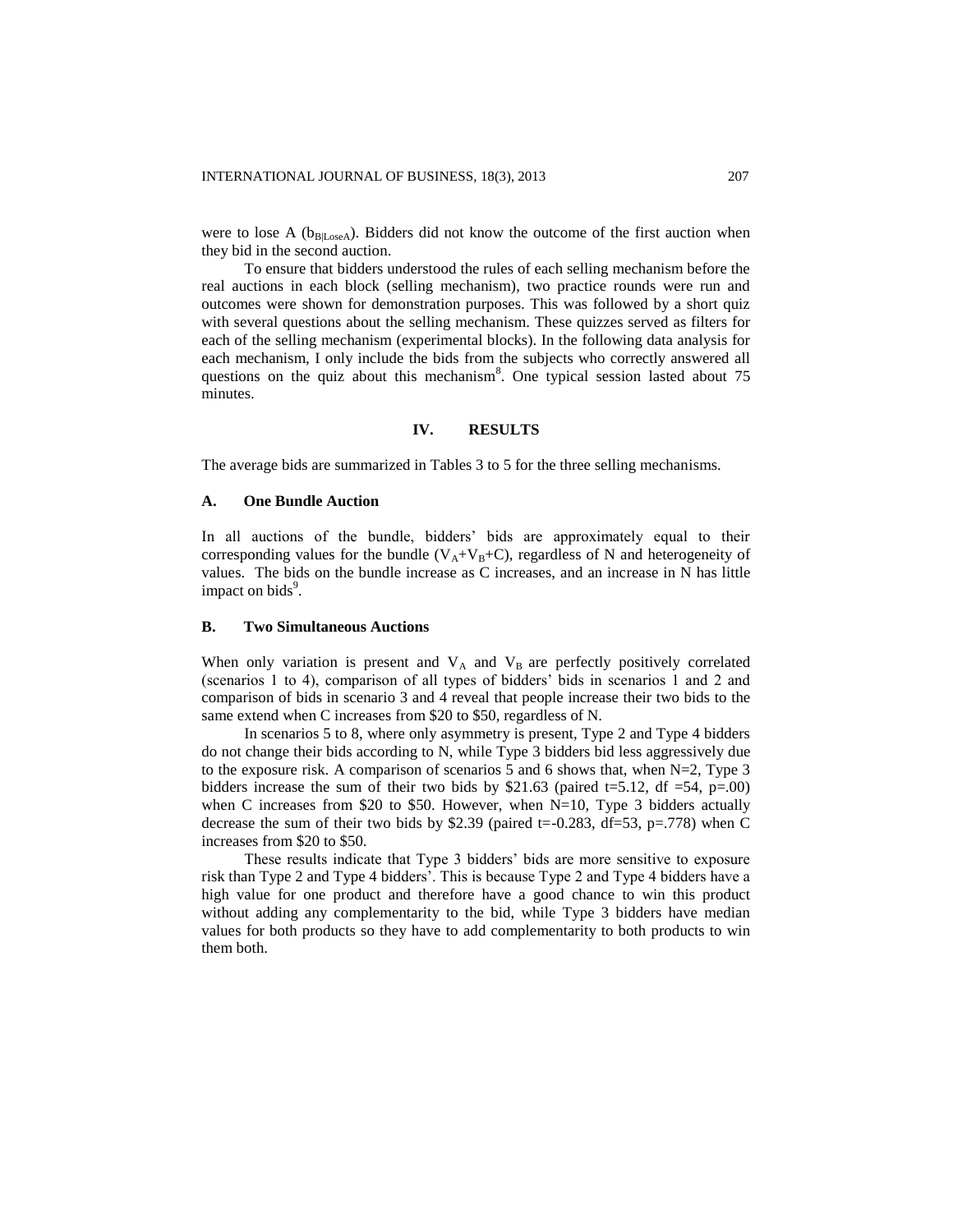were to lose A ($b_{B|LoseA}$). Bidders did not know the outcome of the first auction when they bid in the second auction.

To ensure that bidders understood the rules of each selling mechanism before the real auctions in each block (selling mechanism), two practice rounds were run and outcomes were shown for demonstration purposes. This was followed by a short quiz with several questions about the selling mechanism. These quizzes served as filters for each of the selling mechanism (experimental blocks). In the following data analysis for each mechanism, I only include the bids from the subjects who correctly answered all questions on the quiz about this mechanism[8]. One typical session lasted about 75 minutes.

## IV. RESULTS

The average bids are summarized in Tables 3 to 5 for the three selling mechanisms.

### A. One Bundle Auction

In all auctions of the bundle, bidders' bids are approximately equal to their corresponding values for the bundle ($V_A+V_B+C$), regardless of N and heterogeneity of values. The bids on the bundle increase as C increases, and an increase in N has little impact on bids[9].

### B. Two Simultaneous Auctions

When only variation is present and $V_A$ and $V_B$ are perfectly positively correlated (scenarios 1 to 4), comparison of all types of bidders' bids in scenarios 1 and 2 and comparison of bids in scenario 3 and 4 reveal that people increase their two bids to the same extend when C increases from \$20 to \$50, regardless of N.

In scenarios 5 to 8, where only asymmetry is present, Type 2 and Type 4 bidders do not change their bids according to N, while Type 3 bidders bid less aggressively due to the exposure risk. A comparison of scenarios 5 and 6 shows that, when N=2, Type 3 bidders increase the sum of their two bids by \$21.63 (paired t=5.12, df =54, p=.00) when C increases from \$20 to \$50. However, when N=10, Type 3 bidders actually decrease the sum of their two bids by \$2.39 (paired t=-0.283, df=53, p=.778) when C increases from \$20 to \$50.

These results indicate that Type 3 bidders' bids are more sensitive to exposure risk than Type 2 and Type 4 bidders'. This is because Type 2 and Type 4 bidders have a high value for one product and therefore have a good chance to win this product without adding any complementarity to the bid, while Type 3 bidders have median values for both products so they have to add complementarity to both products to win them both.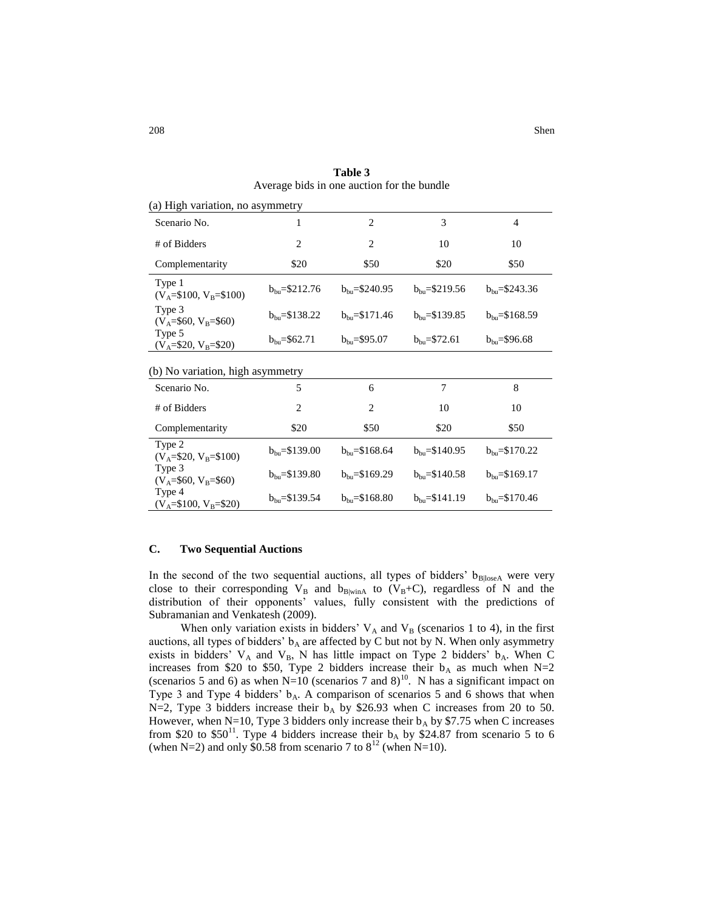**Table 3**
Average bids in one auction for the bundle

(a) High variation, no asymmetry

| Scenario No. | 1 | 2 | 3 | 4 |
|---|---|---|---|---|
| # of Bidders | 2 | 2 | 10 | 10 |
| Complementarity | \$20 | \$50 | \$20 | \$50 |
| Type 1 ($V_A$=\$100, $V_B$=\$100) | $b_{bu}$=\$212.76 | $b_{bu}$=\$240.95 | $b_{bu}$=\$219.56 | $b_{bu}$=\$243.36 |
| Type 3 ($V_A$=\$60, $V_B$=\$60) | $b_{bu}$=\$138.22 | $b_{bu}$=\$171.46 | $b_{bu}$=\$139.85 | $b_{bu}$=\$168.59 |
| Type 5 ($V_A$=\$20, $V_B$=\$20) | $b_{bu}$=\$62.71 | $b_{bu}$=\$95.07 | $b_{bu}$=\$72.61 | $b_{bu}$=\$96.68 |

(b) No variation, high asymmetry

| Scenario No. | 5 | 6 | 7 | 8 |
|---|---|---|---|---|
| # of Bidders | 2 | 2 | 10 | 10 |
| Complementarity | \$20 | \$50 | \$20 | \$50 |
| Type 2 ($V_A$=\$20, $V_B$=\$100) | $b_{bu}$=\$139.00 | $b_{bu}$=\$168.64 | $b_{bu}$=\$140.95 | $b_{bu}$=\$170.22 |
| Type 3 ($V_A$=\$60, $V_B$=\$60) | $b_{bu}$=\$139.80 | $b_{bu}$=\$169.29 | $b_{bu}$=\$140.58 | $b_{bu}$=\$169.17 |
| Type 4 ($V_A$=\$100, $V_B$=\$20) | $b_{bu}$=\$139.54 | $b_{bu}$=\$168.80 | $b_{bu}$=\$141.19 | $b_{bu}$=\$170.46 |

### C. Two Sequential Auctions

In the second of the two sequential auctions, all types of bidders' $b_{B|loseA}$ were very close to their corresponding $V_B$ and $b_{B|winA}$ to ($V_B$+C), regardless of N and the distribution of their opponents' values, fully consistent with the predictions of Subramanian and Venkatesh (2009).

When only variation exists in bidders' $V_A$ and $V_B$ (scenarios 1 to 4), in the first auctions, all types of bidders' $b_A$ are affected by C but not by N. When only asymmetry exists in bidders' $V_A$ and $V_B$, N has little impact on Type 2 bidders' $b_A$. When C increases from \$20 to \$50, Type 2 bidders increase their $b_A$ as much when N=2 (scenarios 5 and 6) as when N=10 (scenarios 7 and 8)[10]. N has a significant impact on Type 3 and Type 4 bidders' $b_A$. A comparison of scenarios 5 and 6 shows that when N=2, Type 3 bidders increase their $b_A$ by \$26.93 when C increases from 20 to 50. However, when N=10, Type 3 bidders only increase their $b_A$ by \$7.75 when C increases from \$20 to \$50[11]. Type 4 bidders increase their $b_A$ by \$24.87 from scenario 5 to 6 (when N=2) and only \$0.58 from scenario 7 to 8[12] (when N=10).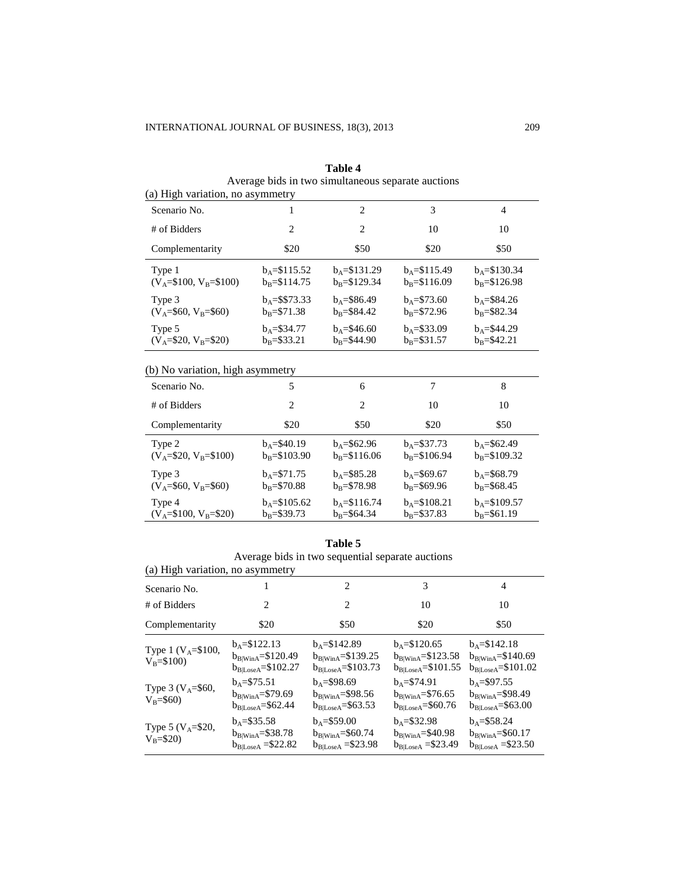**Table 4**
Average bids in two simultaneous separate auctions

(a) High variation, no asymmetry

| Scenario No. | 1 | 2 | 3 | 4 |
|---|---|---|---|---|
| # of Bidders | 2 | 2 | 10 | 10 |
| Complementarity | \$20 | \$50 | \$20 | \$50 |
| Type 1 ($V_A$=\$100, $V_B$=\$100) | $b_A$=\$115.52<br>$b_B$=\$114.75 | $b_A$=\$131.29<br>$b_B$=\$129.34 | $b_A$=\$115.49<br>$b_B$=\$116.09 | $b_A$=\$130.34<br>$b_B$=\$126.98 |
| Type 3 ($V_A$=\$60, $V_B$=\$60) | $b_A$=\$\$73.33<br>$b_B$=\$71.38 | $b_A$=\$86.49<br>$b_B$=\$84.42 | $b_A$=\$73.60<br>$b_B$=\$72.96 | $b_A$=\$84.26<br>$b_B$=\$82.34 |
| Type 5 ($V_A$=\$20, $V_B$=\$20) | $b_A$=\$34.77<br>$b_B$=\$33.21 | $b_A$=\$46.60<br>$b_B$=\$44.90 | $b_A$=\$33.09<br>$b_B$=\$31.57 | $b_A$=\$44.29<br>$b_B$=\$42.21 |

(b) No variation, high asymmetry

| Scenario No. | 5 | 6 | 7 | 8 |
|---|---|---|---|---|
| # of Bidders | 2 | 2 | 10 | 10 |
| Complementarity | \$20 | \$50 | \$20 | \$50 |
| Type 2 ($V_A$=\$20, $V_B$=\$100) | $b_A$=\$40.19<br>$b_B$=\$103.90 | $b_A$=\$62.96<br>$b_B$=\$116.06 | $b_A$=\$37.73<br>$b_B$=\$106.94 | $b_A$=\$62.49<br>$b_B$=\$109.32 |
| Type 3 ($V_A$=\$60, $V_B$=\$60) | $b_A$=\$71.75<br>$b_B$=\$70.88 | $b_A$=\$85.28<br>$b_B$=\$78.98 | $b_A$=\$69.67<br>$b_B$=\$69.96 | $b_A$=\$68.79<br>$b_B$=\$68.45 |
| Type 4 ($V_A$=\$100, $V_B$=\$20) | $b_A$=\$105.62<br>$b_B$=\$39.73 | $b_A$=\$116.74<br>$b_B$=\$64.34 | $b_A$=\$108.21<br>$b_B$=\$37.83 | $b_A$=\$109.57<br>$b_B$=\$61.19 |

**Table 5**
Average bids in two sequential separate auctions

(a) High variation, no asymmetry

| Scenario No. | 1 | 2 | 3 | 4 |
|---|---|---|---|---|
| # of Bidders | 2 | 2 | 10 | 10 |
| Complementarity | \$20 | \$50 | \$20 | \$50 |
| Type 1 ($V_A$=\$100, $V_B$=\$100) | $b_A$=\$122.13<br>$b_{B\|WinA}$=\$120.49<br>$b_{B\|LoseA}$=\$102.27 | $b_A$=\$142.89<br>$b_{B\|WinA}$=\$139.25<br>$b_{B\|LoseA}$=\$103.73 | $b_A$=\$120.65<br>$b_{B\|WinA}$=\$123.58<br>$b_{B\|LoseA}$=\$101.55 | $b_A$=\$142.18<br>$b_{B\|WinA}$=\$140.69<br>$b_{B\|LoseA}$=\$101.02 |
| Type 3 ($V_A$=\$60, $V_B$=\$60) | $b_A$=\$75.51<br>$b_{B\|WinA}$=\$79.69<br>$b_{B\|LoseA}$=\$62.44 | $b_A$=\$98.69<br>$b_{B\|WinA}$=\$98.56<br>$b_{B\|LoseA}$=\$63.53 | $b_A$=\$74.91<br>$b_{B\|WinA}$=\$76.65<br>$b_{B\|LoseA}$=\$60.76 | $b_A$=\$97.55<br>$b_{B\|WinA}$=\$98.49<br>$b_{B\|LoseA}$=\$63.00 |
| Type 5 ($V_A$=\$20, $V_B$=\$20) | $b_A$=\$35.58<br>$b_{B\|WinA}$=\$38.78<br>$b_{B\|LoseA}$ =\$22.82 | $b_A$=\$59.00<br>$b_{B\|WinA}$=\$60.74<br>$b_{B\|LoseA}$ =\$23.98 | $b_A$=\$32.98<br>$b_{B\|WinA}$=\$40.98<br>$b_{B\|LoseA}$ =\$23.49 | $b_A$=\$58.24<br>$b_{B\|WinA}$=\$60.17<br>$b_{B\|LoseA}$ =\$23.50 |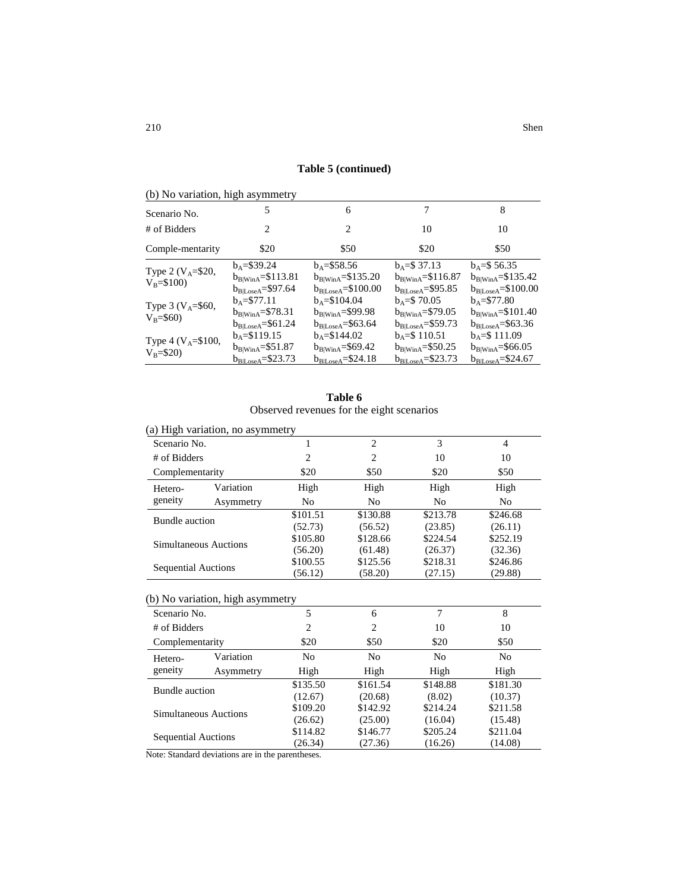**Table 5 (continued)**

(b) No variation, high asymmetry

| Scenario No. | 5 | 6 | 7 | 8 |
|---|---|---|---|---|
| # of Bidders | 2 | 2 | 10 | 10 |
| Comple-mentarity | \$20 | \$50 | \$20 | \$50 |
| Type 2 ($V_A$=\$20, $V_B$=\$100) | $b_A$=\$39.24<br>$b_{B\|WinA}$=\$113.81<br>$b_{B\|LoseA}$=\$97.64 | $b_A$=\$58.56<br>$b_{B\|WinA}$=\$135.20<br>$b_{B\|LoseA}$=\$100.00 | $b_A$=\$ 37.13<br>$b_{B\|WinA}$=\$116.87<br>$b_{B\|LoseA}$=\$95.85 | $b_A$=\$ 56.35<br>$b_{B\|WinA}$=\$135.42<br>$b_{B\|LoseA}$=\$100.00 |
| Type 3 ($V_A$=\$60, $V_B$=\$60) | $b_A$=\$77.11<br>$b_{B\|WinA}$=\$78.31<br>$b_{B\|LoseA}$=\$61.24 | $b_A$=\$104.04<br>$b_{B\|WinA}$=\$99.98<br>$b_{B\|LoseA}$=\$63.64 | $b_A$=\$ 70.05<br>$b_{B\|WinA}$=\$79.05<br>$b_{B\|LoseA}$=\$59.73 | $b_A$=\$77.80<br>$b_{B\|WinA}$=\$101.40<br>$b_{B\|LoseA}$=\$63.36 |
| Type 4 ($V_A$=\$100, $V_B$=\$20) | $b_A$=\$119.15<br>$b_{B\|WinA}$=\$51.87<br>$b_{B\|LoseA}$=\$23.73 | $b_A$=\$144.02<br>$b_{B\|WinA}$=\$69.42<br>$b_{B\|LoseA}$=\$24.18 | $b_A$=\$ 110.51<br>$b_{B\|WinA}$=\$50.25<br>$b_{B\|LoseA}$=\$23.73 | $b_A$=\$ 111.09<br>$b_{B\|WinA}$=\$66.05<br>$b_{B\|LoseA}$=\$24.67 |

**Table 6**
Observed revenues for the eight scenarios

(a) High variation, no asymmetry

| Scenario No. | | 1 | 2 | 3 | 4 |
|---|---|---|---|---|---|
| # of Bidders | | 2 | 2 | 10 | 10 |
| Complementarity | | \$20 | \$50 | \$20 | \$50 |
| Hetero-geneity | Variation | High | High | High | High |
| | Asymmetry | No | No | No | No |
| Bundle auction | | \$101.51<br>(52.73) | \$130.88<br>(56.52) | \$213.78<br>(23.85) | \$246.68<br>(26.11) |
| Simultaneous Auctions | | \$105.80<br>(56.20) | \$128.66<br>(61.48) | \$224.54<br>(26.37) | \$252.19<br>(32.36) |
| Sequential Auctions | | \$100.55<br>(56.12) | \$125.56<br>(58.20) | \$218.31<br>(27.15) | \$246.86<br>(29.88) |

(b) No variation, high asymmetry

| Scenario No. | | 5 | 6 | 7 | 8 |
|---|---|---|---|---|---|
| # of Bidders | | 2 | 2 | 10 | 10 |
| Complementarity | | \$20 | \$50 | \$20 | \$50 |
| Hetero-geneity | Variation | No | No | No | No |
| | Asymmetry | High | High | High | High |
| Bundle auction | | \$135.50<br>(12.67) | \$161.54<br>(20.68) | \$148.88<br>(8.02) | \$181.30<br>(10.37) |
| Simultaneous Auctions | | \$109.20<br>(26.62) | \$142.92<br>(25.00) | \$214.24<br>(16.04) | \$211.58<br>(15.48) |
| Sequential Auctions | | \$114.82<br>(26.34) | \$146.77<br>(27.36) | \$205.24<br>(16.26) | \$211.04<br>(14.08) |

Note: Standard deviations are in the parentheses.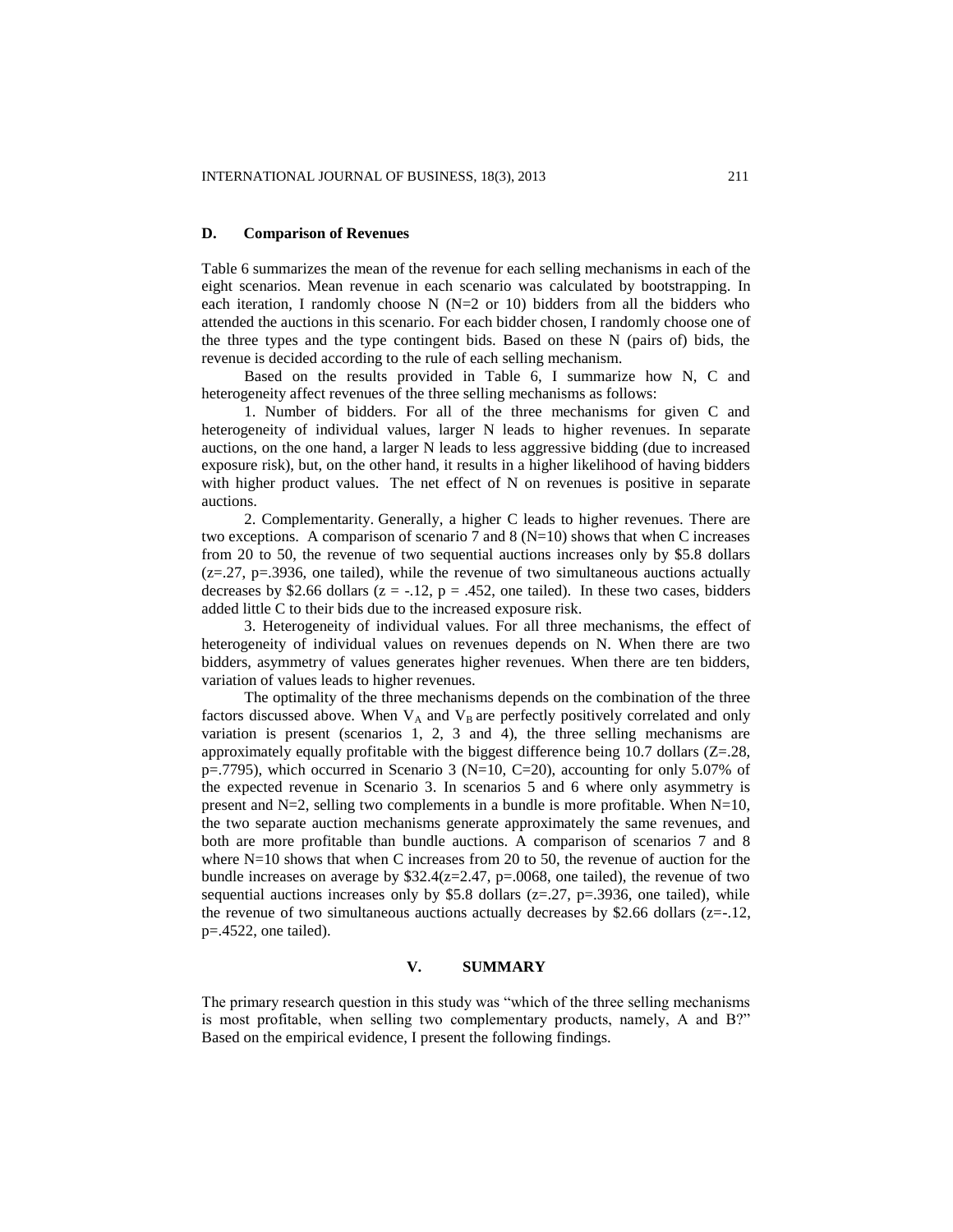### D. Comparison of Revenues

Table 6 summarizes the mean of the revenue for each selling mechanisms in each of the eight scenarios. Mean revenue in each scenario was calculated by bootstrapping. In each iteration, I randomly choose N (N=2 or 10) bidders from all the bidders who attended the auctions in this scenario. For each bidder chosen, I randomly choose one of the three types and the type contingent bids. Based on these N (pairs of) bids, the revenue is decided according to the rule of each selling mechanism.

Based on the results provided in Table 6, I summarize how N, C and heterogeneity affect revenues of the three selling mechanisms as follows:

1. Number of bidders. For all of the three mechanisms for given C and heterogeneity of individual values, larger N leads to higher revenues. In separate auctions, on the one hand, a larger N leads to less aggressive bidding (due to increased exposure risk), but, on the other hand, it results in a higher likelihood of having bidders with higher product values. The net effect of N on revenues is positive in separate auctions.

2. Complementarity. Generally, a higher C leads to higher revenues. There are two exceptions. A comparison of scenario 7 and 8 (N=10) shows that when C increases from 20 to 50, the revenue of two sequential auctions increases only by \$5.8 dollars ($z=.27$, $p=.3936$, one tailed), while the revenue of two simultaneous auctions actually decreases by \$2.66 dollars ($z = -.12$, $p = .452$, one tailed). In these two cases, bidders added little C to their bids due to the increased exposure risk.

3. Heterogeneity of individual values. For all three mechanisms, the effect of heterogeneity of individual values on revenues depends on N. When there are two bidders, asymmetry of values generates higher revenues. When there are ten bidders, variation of values leads to higher revenues.

The optimality of the three mechanisms depends on the combination of the three factors discussed above. When $V_A$ and $V_B$ are perfectly positively correlated and only variation is present (scenarios 1, 2, 3 and 4), the three selling mechanisms are approximately equally profitable with the biggest difference being 10.7 dollars ($Z=.28$, $p=.7795$), which occurred in Scenario 3 (N=10, C=20), accounting for only 5.07% of the expected revenue in Scenario 3. In scenarios 5 and 6 where only asymmetry is present and N=2, selling two complements in a bundle is more profitable. When N=10, the two separate auction mechanisms generate approximately the same revenues, and both are more profitable than bundle auctions. A comparison of scenarios 7 and 8 where N=10 shows that when C increases from 20 to 50, the revenue of auction for the bundle increases on average by \$32.4($z=2.47$, $p=.0068$, one tailed), the revenue of two sequential auctions increases only by \$5.8 dollars ($z=.27$, $p=.3936$, one tailed), while the revenue of two simultaneous auctions actually decreases by \$2.66 dollars ($z=-.12$, $p=.4522$, one tailed).

## V. SUMMARY

The primary research question in this study was "which of the three selling mechanisms is most profitable, when selling two complementary products, namely, A and B?" Based on the empirical evidence, I present the following findings.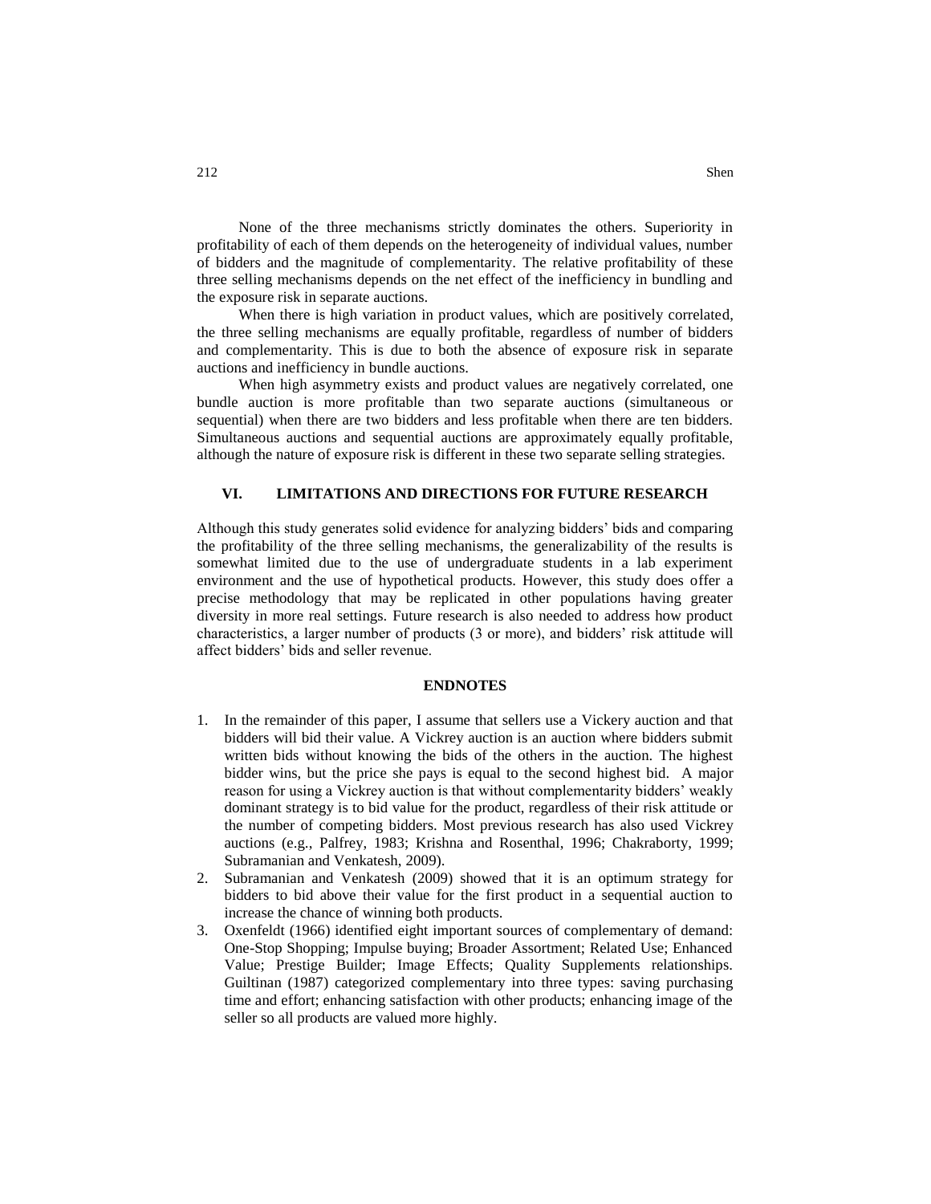None of the three mechanisms strictly dominates the others. Superiority in profitability of each of them depends on the heterogeneity of individual values, number of bidders and the magnitude of complementarity. The relative profitability of these three selling mechanisms depends on the net effect of the inefficiency in bundling and the exposure risk in separate auctions.

When there is high variation in product values, which are positively correlated, the three selling mechanisms are equally profitable, regardless of number of bidders and complementarity. This is due to both the absence of exposure risk in separate auctions and inefficiency in bundle auctions.

When high asymmetry exists and product values are negatively correlated, one bundle auction is more profitable than two separate auctions (simultaneous or sequential) when there are two bidders and less profitable when there are ten bidders. Simultaneous auctions and sequential auctions are approximately equally profitable, although the nature of exposure risk is different in these two separate selling strategies.

## VI. LIMITATIONS AND DIRECTIONS FOR FUTURE RESEARCH

Although this study generates solid evidence for analyzing bidders' bids and comparing the profitability of the three selling mechanisms, the generalizability of the results is somewhat limited due to the use of undergraduate students in a lab experiment environment and the use of hypothetical products. However, this study does offer a precise methodology that may be replicated in other populations having greater diversity in more real settings. Future research is also needed to address how product characteristics, a larger number of products (3 or more), and bidders' risk attitude will affect bidders' bids and seller revenue.

## ENDNOTES

1. In the remainder of this paper, I assume that sellers use a Vickery auction and that bidders will bid their value. A Vickrey auction is an auction where bidders submit written bids without knowing the bids of the others in the auction. The highest bidder wins, but the price she pays is equal to the second highest bid. A major reason for using a Vickrey auction is that without complementarity bidders' weakly dominant strategy is to bid value for the product, regardless of their risk attitude or the number of competing bidders. Most previous research has also used Vickrey auctions (e.g., Palfrey, 1983; Krishna and Rosenthal, 1996; Chakraborty, 1999; Subramanian and Venkatesh, 2009).
2. Subramanian and Venkatesh (2009) showed that it is an optimum strategy for bidders to bid above their value for the first product in a sequential auction to increase the chance of winning both products.
3. Oxenfeldt (1966) identified eight important sources of complementary of demand: One-Stop Shopping; Impulse buying; Broader Assortment; Related Use; Enhanced Value; Prestige Builder; Image Effects; Quality Supplements relationships. Guiltinan (1987) categorized complementary into three types: saving purchasing time and effort; enhancing satisfaction with other products; enhancing image of the seller so all products are valued more highly.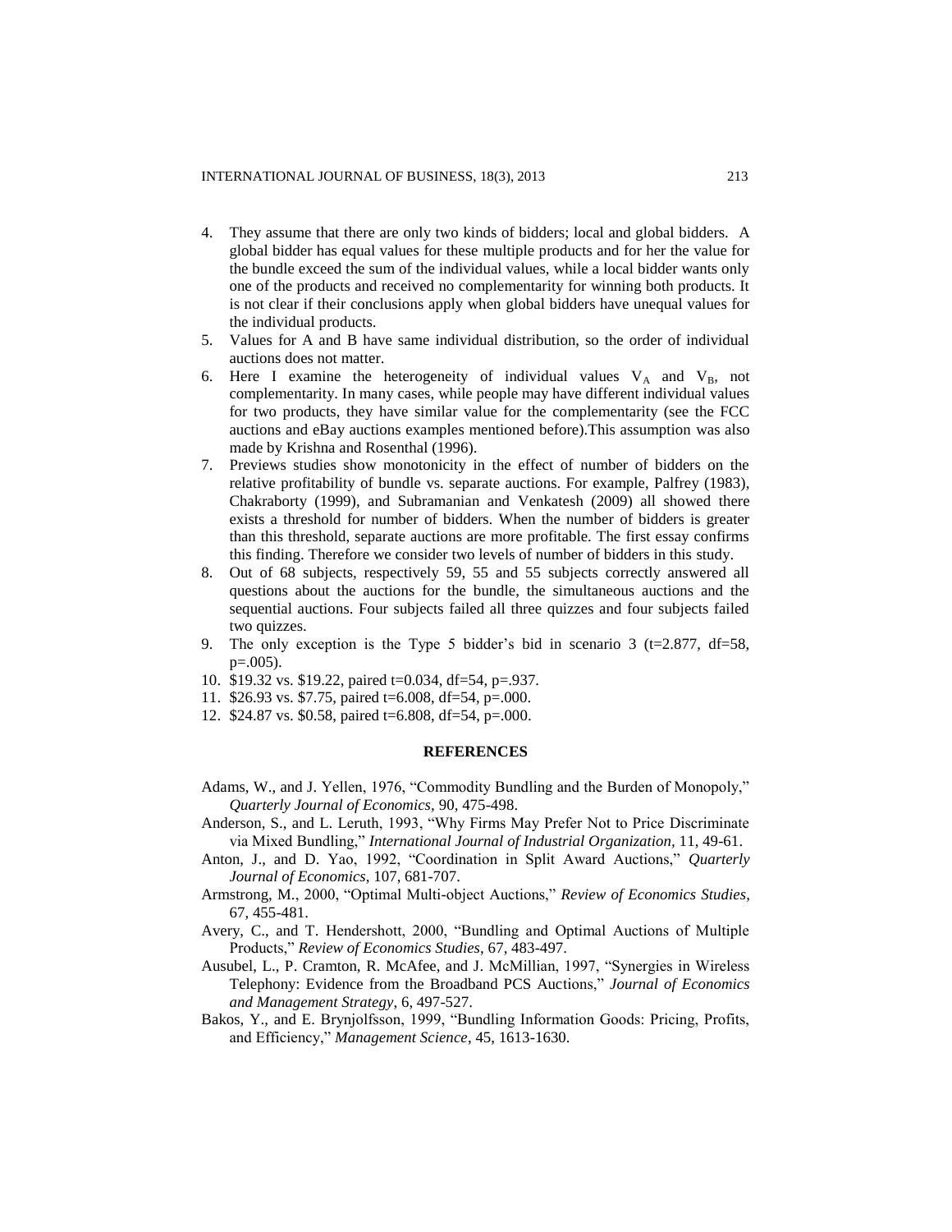4. They assume that there are only two kinds of bidders; local and global bidders. A global bidder has equal values for these multiple products and for her the value for the bundle exceed the sum of the individual values, while a local bidder wants only one of the products and received no complementarity for winning both products. It is not clear if their conclusions apply when global bidders have unequal values for the individual products.
5. Values for A and B have same individual distribution, so the order of individual auctions does not matter.
6. Here I examine the heterogeneity of individual values $V_A$ and $V_B$, not complementarity. In many cases, while people may have different individual values for two products, they have similar value for the complementarity (see the FCC auctions and eBay auctions examples mentioned before).This assumption was also made by Krishna and Rosenthal (1996).
7. Previews studies show monotonicity in the effect of number of bidders on the relative profitability of bundle vs. separate auctions. For example, Palfrey (1983), Chakraborty (1999), and Subramanian and Venkatesh (2009) all showed there exists a threshold for number of bidders. When the number of bidders is greater than this threshold, separate auctions are more profitable. The first essay confirms this finding. Therefore we consider two levels of number of bidders in this study.
8. Out of 68 subjects, respectively 59, 55 and 55 subjects correctly answered all questions about the auctions for the bundle, the simultaneous auctions and the sequential auctions. Four subjects failed all three quizzes and four subjects failed two quizzes.
9. The only exception is the Type 5 bidder's bid in scenario 3 ($t=2.877$, $df=58$, $p=.005$).
10. \$19.32 vs. \$19.22, paired $t=0.034$, $df=54$, $p=.937$.
11. \$26.93 vs. \$7.75, paired $t=6.008$, $df=54$, $p=.000$.
12. \$24.87 vs. \$0.58, paired $t=6.808$, $df=54$, $p=.000$.

## REFERENCES

Adams, W., and J. Yellen, 1976, "Commodity Bundling and the Burden of Monopoly," *Quarterly Journal of Economics*, 90, 475-498.

Anderson, S., and L. Leruth, 1993, "Why Firms May Prefer Not to Price Discriminate via Mixed Bundling," *International Journal of Industrial Organization*, 11, 49-61.

Anton, J., and D. Yao, 1992, "Coordination in Split Award Auctions," *Quarterly Journal of Economics*, 107, 681-707.

Armstrong, M., 2000, "Optimal Multi-object Auctions," *Review of Economics Studies*, 67, 455-481.

Avery, C., and T. Hendershott, 2000, "Bundling and Optimal Auctions of Multiple Products," *Review of Economics Studies*, 67, 483-497.

Ausubel, L., P. Cramton, R. McAfee, and J. McMillian, 1997, "Synergies in Wireless Telephony: Evidence from the Broadband PCS Auctions," *Journal of Economics and Management Strategy*, 6, 497-527.

Bakos, Y., and E. Brynjolfsson, 1999, "Bundling Information Goods: Pricing, Profits, and Efficiency," *Management Science*, 45, 1613-1630.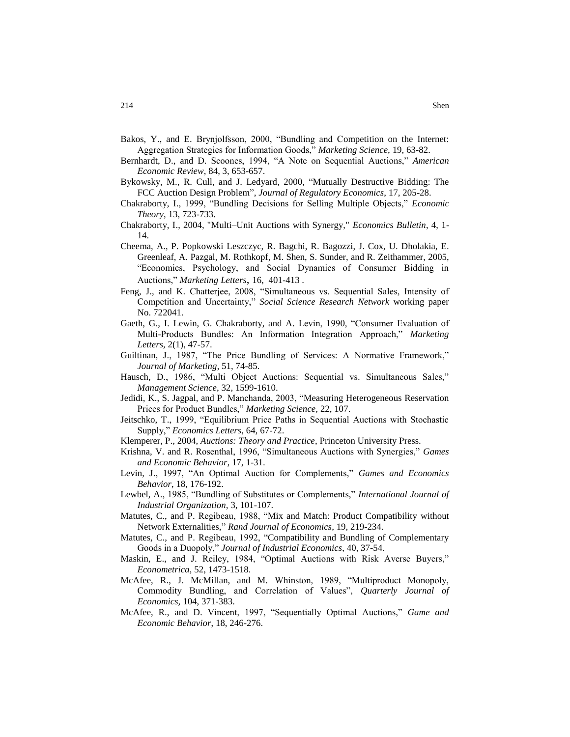Bakos, Y., and E. Brynjolfsson, 2000, "Bundling and Competition on the Internet: Aggregation Strategies for Information Goods," *Marketing Science,* 19, 63-82.

Bernhardt, D., and D. Scoones, 1994, "A Note on Sequential Auctions," *American Economic Review*, 84, 3, 653-657.

Bykowsky, M., R. Cull, and J. Ledyard, 2000, "Mutually Destructive Bidding: The FCC Auction Design Problem", *Journal of Regulatory Economics*, 17, 205-28.

Chakraborty, I., 1999, "Bundling Decisions for Selling Multiple Objects," *Economic Theory*, 13, 723-733.

Chakraborty, I., 2004, "Multi–Unit Auctions with Synergy," *Economics Bulletin*, 4, 1-14.

Cheema, A., P. Popkowski Leszczyc, R. Bagchi, R. Bagozzi, J. Cox, U. Dholakia, E. Greenleaf, A. Pazgal, M. Rothkopf, M. Shen, S. Sunder, and R. Zeithammer, 2005, "Economics, Psychology, and Social Dynamics of Consumer Bidding in Auctions," *Marketing Letters*, 16, 401-413 .

Feng, J., and K. Chatterjee, 2008, "Simultaneous vs. Sequential Sales, Intensity of Competition and Uncertainty," *Social Science Research Network* working paper No. 722041.

Gaeth, G., I. Lewin, G. Chakraborty, and A. Levin, 1990, "Consumer Evaluation of Multi-Products Bundles: An Information Integration Approach," *Marketing Letters,* 2(1), 47-57.

Guiltinan, J., 1987, "The Price Bundling of Services: A Normative Framework," *Journal of Marketing*, 51, 74-85.

Hausch, D., 1986, "Multi Object Auctions: Sequential vs. Simultaneous Sales," *Management Science*, 32, 1599-1610.

Jedidi, K., S. Jagpal, and P. Manchanda, 2003, "Measuring Heterogeneous Reservation Prices for Product Bundles," *Marketing Science*, 22, 107.

Jeitschko, T., 1999, "Equilibrium Price Paths in Sequential Auctions with Stochastic Supply," *Economics Letters*, 64, 67-72.

Klemperer, P., 2004, *Auctions: Theory and Practice*, Princeton University Press.

Krishna, V. and R. Rosenthal, 1996, "Simultaneous Auctions with Synergies," *Games and Economic Behavior*, 17, 1-31.

Levin, J., 1997, "An Optimal Auction for Complements," *Games and Economics Behavior*, 18, 176-192.

Lewbel, A., 1985, "Bundling of Substitutes or Complements," *International Journal of Industrial Organization*, 3, 101-107.

Matutes, C., and P. Regibeau, 1988, "Mix and Match: Product Compatibility without Network Externalities," *Rand Journal of Economics*, 19, 219-234.

Matutes, C., and P. Regibeau, 1992, "Compatibility and Bundling of Complementary Goods in a Duopoly," *Journal of Industrial Economics*, 40, 37-54.

Maskin, E., and J. Reiley, 1984, "Optimal Auctions with Risk Averse Buyers," *Econometrica*, 52, 1473-1518.

McAfee, R., J. McMillan, and M. Whinston, 1989, "Multiproduct Monopoly, Commodity Bundling, and Correlation of Values", *Quarterly Journal of Economics,* 104, 371-383.

McAfee, R., and D. Vincent, 1997, "Sequentially Optimal Auctions," *Game and Economic Behavior*, 18, 246-276.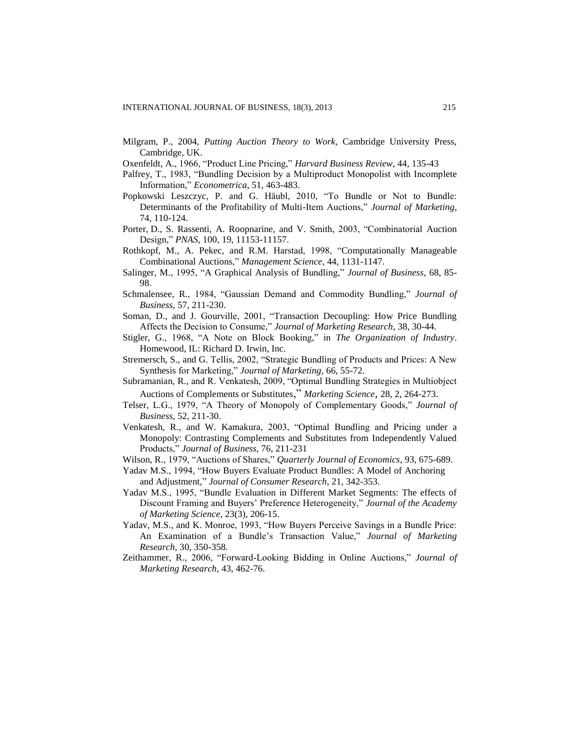Milgram, P., 2004, *Putting Auction Theory to Work*, Cambridge University Press, Cambridge, UK.

Oxenfeldt, A., 1966, "Product Line Pricing," *Harvard Business Review*, 44, 135-43

Palfrey, T., 1983, "Bundling Decision by a Multiproduct Monopolist with Incomplete Information," *Econometrica*, 51, 463-483.

Popkowski Leszczyc, P. and G. Häubl, 2010, "To Bundle or Not to Bundle: Determinants of the Profitability of Multi-Item Auctions," *Journal of Marketing*, 74, 110-124.

Porter, D., S. Rassenti, A. Roopnarine, and V. Smith, 2003, "Combinatorial Auction Design," *PNAS*, 100, 19, 11153-11157.

Rothkopf, M., A. Pekec, and R.M. Harstad, 1998, "Computationally Manageable Combinational Auctions," *Management Science*, 44, 1131-1147.

Salinger, M., 1995, "A Graphical Analysis of Bundling," *Journal of Business*, 68, 85-98.

Schmalensee, R., 1984, "Gaussian Demand and Commodity Bundling," *Journal of Business*, 57, 211-230.

Soman, D., and J. Gourville, 2001, "Transaction Decoupling: How Price Bundling Affects the Decision to Consume," *Journal of Marketing Research*, 38, 30-44.

Stigler, G., 1968, "A Note on Block Booking," in *The Organization of Industry*. Homewood, IL: Richard D. Irwin, Inc.

Stremersch, S., and G. Tellis, 2002, "Strategic Bundling of Products and Prices: A New Synthesis for Marketing," *Journal of Marketing*, 66, 55-72.

Subramanian, R., and R. Venkatesh, 2009, "Optimal Bundling Strategies in Multiobject Auctions of Complements or Substitutes," *Marketing Science*, 28, 2, 264-273.

Telser, L.G., 1979, "A Theory of Monopoly of Complementary Goods," *Journal of Business*, 52, 211-30.

Venkatesh, R., and W. Kamakura, 2003, "Optimal Bundling and Pricing under a Monopoly: Contrasting Complements and Substitutes from Independently Valued Products," *Journal of Business*, 76, 211-231

Wilson, R., 1979, "Auctions of Shares," *Quarterly Journal of Economics*, 93, 675-689.

Yadav M.S., 1994, "How Buyers Evaluate Product Bundles: A Model of Anchoring and Adjustment," *Journal of Consumer Research*, 21, 342-353.

Yadav M.S., 1995, "Bundle Evaluation in Different Market Segments: The effects of Discount Framing and Buyers' Preference Heterogeneity," *Journal of the Academy of Marketing Science*, 23(3), 206-15.

Yadav, M.S., and K. Monroe, 1993, "How Buyers Perceive Savings in a Bundle Price: An Examination of a Bundle's Transaction Value," *Journal of Marketing Research*, 30, 350-358.

Zeithammer, R., 2006, "Forward-Looking Bidding in Online Auctions," *Journal of Marketing Research*, 43, 462-76.